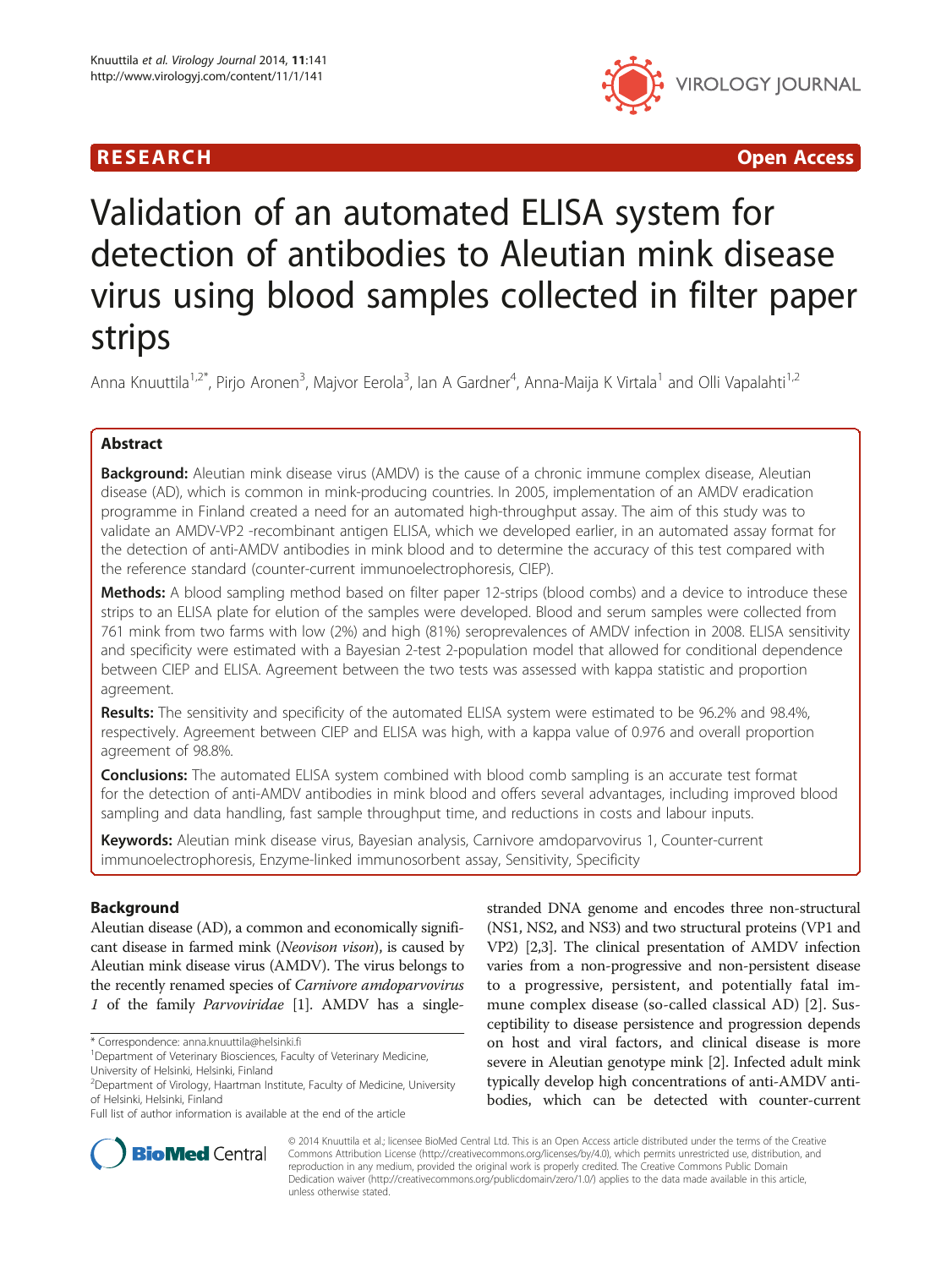RESEARCH Open Access

# Validation of an automated ELISA system for detection of antibodies to Aleutian mink disease virus using blood samples collected in filter paper strips

Anna Knuuttila[1,2*], Pirjo Aronen[3], Majvor Eerola[3], Ian A Gardner[4], Anna-Maija K Virtala[1] and Olli Vapalahti[1,2]

## Abstract

**Background:** Aleutian mink disease virus (AMDV) is the cause of a chronic immune complex disease, Aleutian disease (AD), which is common in mink-producing countries. In 2005, implementation of an AMDV eradication programme in Finland created a need for an automated high-throughput assay. The aim of this study was to validate an AMDV-VP2 -recombinant antigen ELISA, which we developed earlier, in an automated assay format for the detection of anti-AMDV antibodies in mink blood and to determine the accuracy of this test compared with the reference standard (counter-current immunoelectrophoresis, CIEP).

**Methods:** A blood sampling method based on filter paper 12-strips (blood combs) and a device to introduce these strips to an ELISA plate for elution of the samples were developed. Blood and serum samples were collected from 761 mink from two farms with low (2%) and high (81%) seroprevalences of AMDV infection in 2008. ELISA sensitivity and specificity were estimated with a Bayesian 2-test 2-population model that allowed for conditional dependence between CIEP and ELISA. Agreement between the two tests was assessed with kappa statistic and proportion agreement.

**Results:** The sensitivity and specificity of the automated ELISA system were estimated to be 96.2% and 98.4%, respectively. Agreement between CIEP and ELISA was high, with a kappa value of 0.976 and overall proportion agreement of 98.8%.

**Conclusions:** The automated ELISA system combined with blood comb sampling is an accurate test format for the detection of anti-AMDV antibodies in mink blood and offers several advantages, including improved blood sampling and data handling, fast sample throughput time, and reductions in costs and labour inputs.

**Keywords:** Aleutian mink disease virus, Bayesian analysis, Carnivore amdoparvovirus 1, Counter-current immunoelectrophoresis, Enzyme-linked immunosorbent assay, Sensitivity, Specificity

## Background

Aleutian disease (AD), a common and economically significant disease in farmed mink (*Neovison vison*), is caused by Aleutian mink disease virus (AMDV). The virus belongs to the recently renamed species of *Carnivore amdoparvovirus 1* of the family *Parvoviridae* [1]. AMDV has a single-stranded DNA genome and encodes three non-structural (NS1, NS2, and NS3) and two structural proteins (VP1 and VP2) [2,3]. The clinical presentation of AMDV infection varies from a non-progressive and non-persistent disease to a progressive, persistent, and potentially fatal immune complex disease (so-called classical AD) [2]. Susceptibility to disease persistence and progression depends on host and viral factors, and clinical disease is more severe in Aleutian genotype mink [2]. Infected adult mink typically develop high concentrations of anti-AMDV antibodies, which can be detected with counter-current

\* Correspondence: anna.knuuttila@helsinki.fi

[1]Department of Veterinary Biosciences, Faculty of Veterinary Medicine, University of Helsinki, Helsinki, Finland

[2]Department of Virology, Haartman Institute, Faculty of Medicine, University of Helsinki, Helsinki, Finland

Full list of author information is available at the end of the article

© 2014 Knuuttila et al.; licensee BioMed Central Ltd. This is an Open Access article distributed under the terms of the Creative Commons Attribution License (http://creativecommons.org/licenses/by/4.0), which permits unrestricted use, distribution, and reproduction in any medium, provided the original work is properly credited. The Creative Commons Public Domain Dedication waiver (http://creativecommons.org/publicdomain/zero/1.0/) applies to the data made available in this article, unless otherwise stated.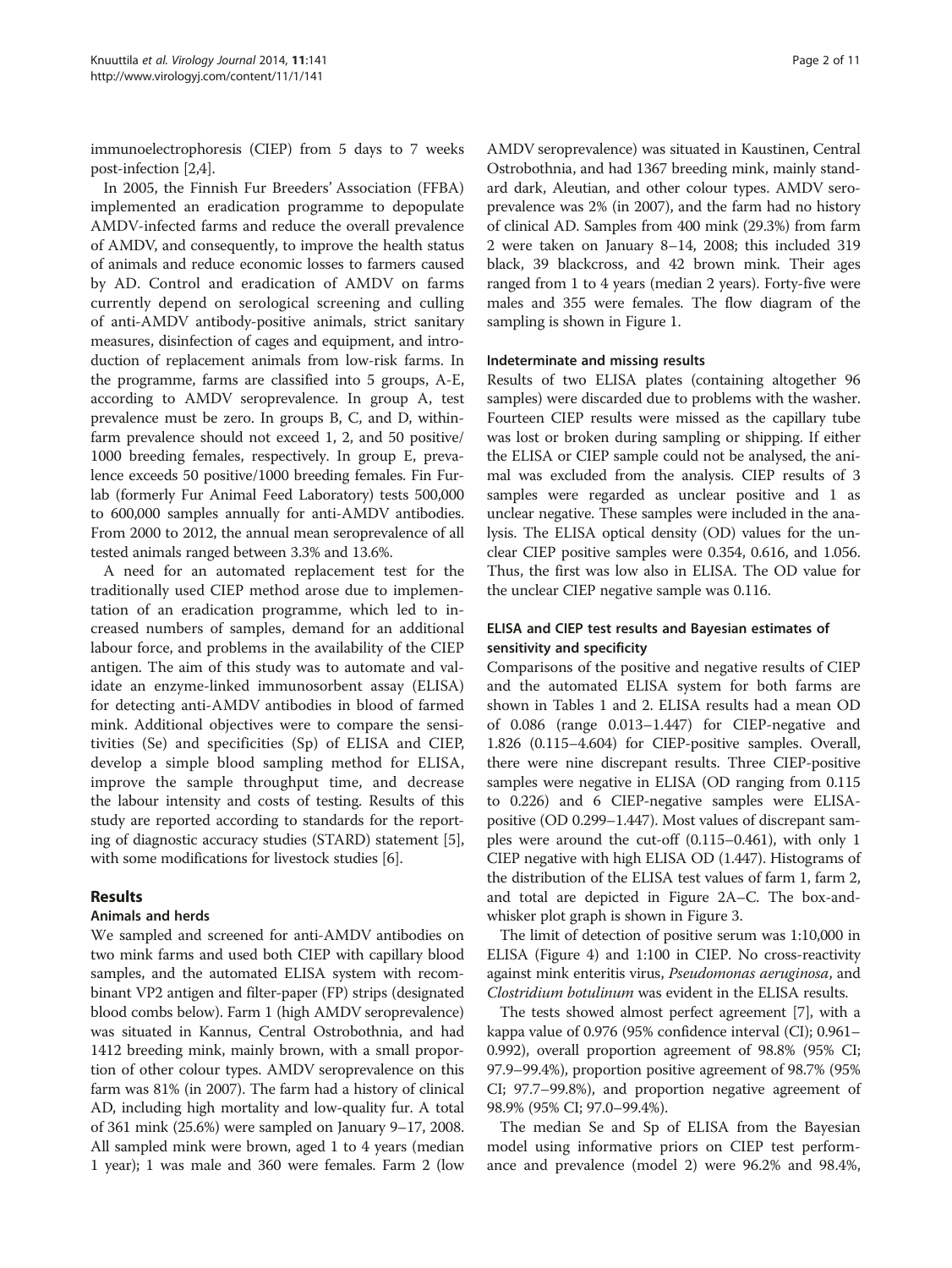immunoelectrophoresis (CIEP) from 5 days to 7 weeks post-infection [2,4].

In 2005, the Finnish Fur Breeders' Association (FFBA) implemented an eradication programme to depopulate AMDV-infected farms and reduce the overall prevalence of AMDV, and consequently, to improve the health status of animals and reduce economic losses to farmers caused by AD. Control and eradication of AMDV on farms currently depend on serological screening and culling of anti-AMDV antibody-positive animals, strict sanitary measures, disinfection of cages and equipment, and introduction of replacement animals from low-risk farms. In the programme, farms are classified into 5 groups, A-E, according to AMDV seroprevalence. In group A, test prevalence must be zero. In groups B, C, and D, within-farm prevalence should not exceed 1, 2, and 50 positive/1000 breeding females, respectively. In group E, prevalence exceeds 50 positive/1000 breeding females. Fin Furlab (formerly Fur Animal Feed Laboratory) tests 500,000 to 600,000 samples annually for anti-AMDV antibodies. From 2000 to 2012, the annual mean seroprevalence of all tested animals ranged between 3.3% and 13.6%.

A need for an automated replacement test for the traditionally used CIEP method arose due to implementation of an eradication programme, which led to increased numbers of samples, demand for an additional labour force, and problems in the availability of the CIEP antigen. The aim of this study was to automate and validate an enzyme-linked immunosorbent assay (ELISA) for detecting anti-AMDV antibodies in blood of farmed mink. Additional objectives were to compare the sensitivities (Se) and specificities (Sp) of ELISA and CIEP, develop a simple blood sampling method for ELISA, improve the sample throughput time, and decrease the labour intensity and costs of testing. Results of this study are reported according to standards for the reporting of diagnostic accuracy studies (STARD) statement [5], with some modifications for livestock studies [6].

## Results

### Animals and herds

We sampled and screened for anti-AMDV antibodies on two mink farms and used both CIEP with capillary blood samples, and the automated ELISA system with recombinant VP2 antigen and filter-paper (FP) strips (designated blood combs below). Farm 1 (high AMDV seroprevalence) was situated in Kannus, Central Ostrobothnia, and had 1412 breeding mink, mainly brown, with a small proportion of other colour types. AMDV seroprevalence on this farm was 81% (in 2007). The farm had a history of clinical AD, including high mortality and low-quality fur. A total of 361 mink (25.6%) were sampled on January 9–17, 2008. All sampled mink were brown, aged 1 to 4 years (median 1 year); 1 was male and 360 were females. Farm 2 (low AMDV seroprevalence) was situated in Kaustinen, Central Ostrobothnia, and had 1367 breeding mink, mainly standard dark, Aleutian, and other colour types. AMDV seroprevalence was 2% (in 2007), and the farm had no history of clinical AD. Samples from 400 mink (29.3%) from farm 2 were taken on January 8–14, 2008; this included 319 black, 39 blackcross, and 42 brown mink. Their ages ranged from 1 to 4 years (median 2 years). Forty-five were males and 355 were females. The flow diagram of the sampling is shown in Figure 1.

### Indeterminate and missing results

Results of two ELISA plates (containing altogether 96 samples) were discarded due to problems with the washer. Fourteen CIEP results were missed as the capillary tube was lost or broken during sampling or shipping. If either the ELISA or CIEP sample could not be analysed, the animal was excluded from the analysis. CIEP results of 3 samples were regarded as unclear positive and 1 as unclear negative. These samples were included in the analysis. The ELISA optical density (OD) values for the unclear CIEP positive samples were 0.354, 0.616, and 1.056. Thus, the first was low also in ELISA. The OD value for the unclear CIEP negative sample was 0.116.

### ELISA and CIEP test results and Bayesian estimates of sensitivity and specificity

Comparisons of the positive and negative results of CIEP and the automated ELISA system for both farms are shown in Tables 1 and 2. ELISA results had a mean OD of 0.086 (range 0.013–1.447) for CIEP-negative and 1.826 (0.115–4.604) for CIEP-positive samples. Overall, there were nine discrepant results. Three CIEP-positive samples were negative in ELISA (OD ranging from 0.115 to 0.226) and 6 CIEP-negative samples were ELISA-positive (OD 0.299–1.447). Most values of discrepant samples were around the cut-off (0.115–0.461), with only 1 CIEP negative with high ELISA OD (1.447). Histograms of the distribution of the ELISA test values of farm 1, farm 2, and total are depicted in Figure 2A–C. The box-and-whisker plot graph is shown in Figure 3.

The limit of detection of positive serum was 1:10,000 in ELISA (Figure 4) and 1:100 in CIEP. No cross-reactivity against mink enteritis virus, *Pseudomonas aeruginosa*, and *Clostridium botulinum* was evident in the ELISA results.

The tests showed almost perfect agreement [7], with a kappa value of 0.976 (95% confidence interval (CI); 0.961–0.992), overall proportion agreement of 98.8% (95% CI; 97.9–99.4%), proportion positive agreement of 98.7% (95% CI; 97.7–99.8%), and proportion negative agreement of 98.9% (95% CI; 97.0–99.4%).

The median Se and Sp of ELISA from the Bayesian model using informative priors on CIEP test performance and prevalence (model 2) were 96.2% and 98.4%,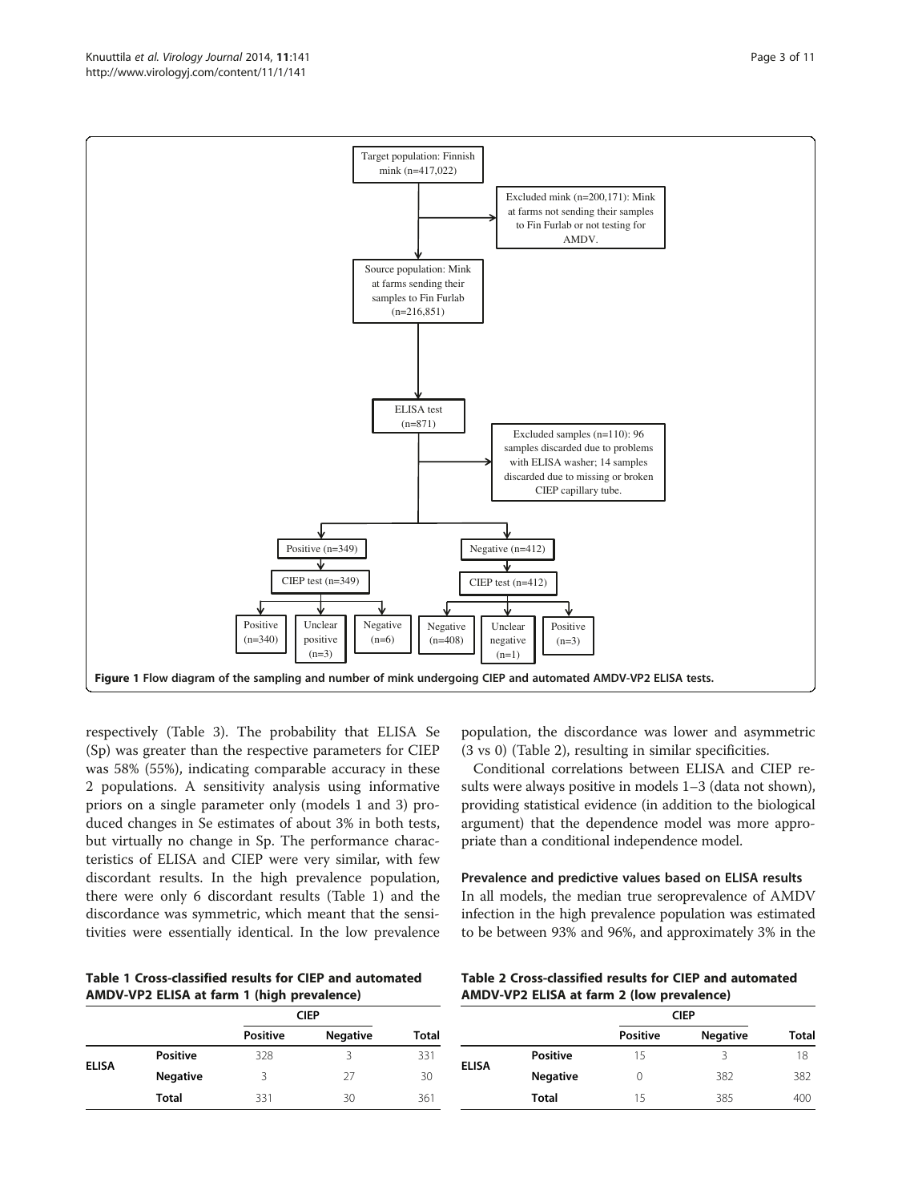Figure 1 Flow diagram of the sampling and number of mink undergoing CIEP and automated AMDV-VP2 ELISA tests.

respectively (Table 3). The probability that ELISA Se (Sp) was greater than the respective parameters for CIEP was 58% (55%), indicating comparable accuracy in these 2 populations. A sensitivity analysis using informative priors on a single parameter only (models 1 and 3) produced changes in Se estimates of about 3% in both tests, but virtually no change in Sp. The performance characteristics of ELISA and CIEP were very similar, with few discordant results. In the high prevalence population, there were only 6 discordant results (Table 1) and the discordance was symmetric, which meant that the sensitivities were essentially identical. In the low prevalence population, the discordance was lower and asymmetric (3 vs 0) (Table 2), resulting in similar specificities.

Conditional correlations between ELISA and CIEP results were always positive in models 1–3 (data not shown), providing statistical evidence (in addition to the biological argument) that the dependence model was more appropriate than a conditional independence model.

### Prevalence and predictive values based on ELISA results

In all models, the median true seroprevalence of AMDV infection in the high prevalence population was estimated to be between 93% and 96%, and approximately 3% in the

**Table 1 Cross-classified results for CIEP and automated AMDV-VP2 ELISA at farm 1 (high prevalence)**

| | | CIEP | | |
|---|---|---|---|---|
| | | Positive | Negative | Total |
| ELISA | Positive | 328 | 3 | 331 |
| | Negative | 3 | 27 | 30 |
| | Total | 331 | 30 | 361 |

**Table 2 Cross-classified results for CIEP and automated AMDV-VP2 ELISA at farm 2 (low prevalence)**

| | | CIEP | | |
|---|---|---|---|---|
| | | Positive | Negative | Total |
| ELISA | Positive | 15 | 3 | 18 |
| | Negative | 0 | 382 | 382 |
| | Total | 15 | 385 | 400 |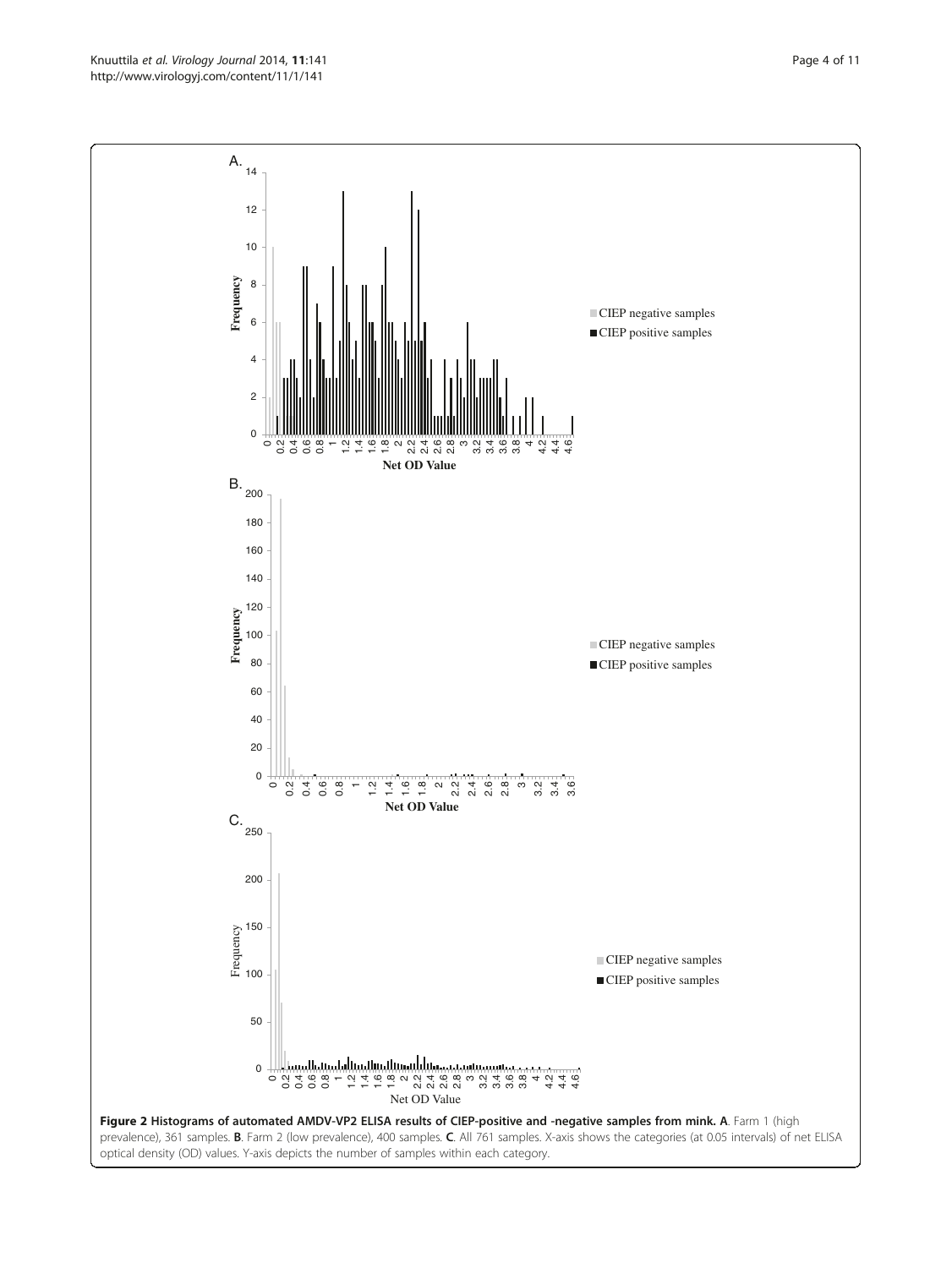**Figure 2 Histograms of automated AMDV-VP2 ELISA results of CIEP-positive and -negative samples from mink. A**. Farm 1 (high prevalence), 361 samples. **B**. Farm 2 (low prevalence), 400 samples. **C**. All 761 samples. X-axis shows the categories (at 0.05 intervals) of net ELISA optical density (OD) values. Y-axis depicts the number of samples within each category.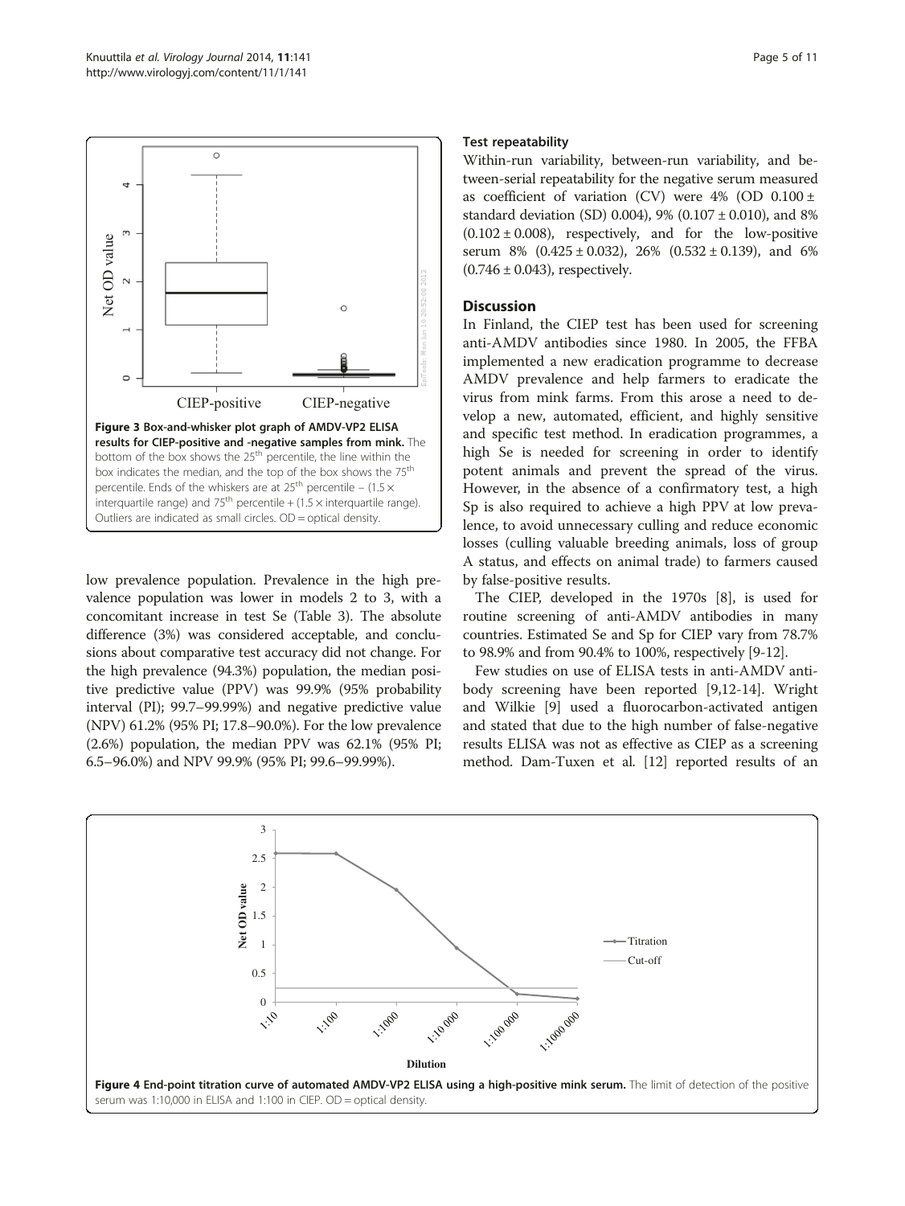Figure 3 Box-and-whisker plot graph of AMDV-VP2 ELISA results for CIEP-positive and -negative samples from mink. The bottom of the box shows the 25[th] percentile, the line within the box indicates the median, and the top of the box shows the 75[th] percentile. Ends of the whiskers are at 25[th] percentile − (1.5 × interquartile range) and 75[th] percentile + (1.5 × interquartile range). Outliers are indicated as small circles. OD = optical density.

low prevalence population. Prevalence in the high prevalence population was lower in models 2 to 3, with a concomitant increase in test Se (Table 3). The absolute difference (3%) was considered acceptable, and conclusions about comparative test accuracy did not change. For the high prevalence (94.3%) population, the median positive predictive value (PPV) was 99.9% (95% probability interval (PI); 99.7–99.99%) and negative predictive value (NPV) 61.2% (95% PI; 17.8–90.0%). For the low prevalence (2.6%) population, the median PPV was 62.1% (95% PI; 6.5–96.0%) and NPV 99.9% (95% PI; 99.6–99.99%).

### Test repeatability

Within-run variability, between-run variability, and between-serial repeatability for the negative serum measured as coefficient of variation (CV) were 4% (OD 0.100 ± standard deviation (SD) 0.004), 9% (0.107 ± 0.010), and 8% (0.102 ± 0.008), respectively, and for the low-positive serum 8% (0.425 ± 0.032), 26% (0.532 ± 0.139), and 6% (0.746 ± 0.043), respectively.

## Discussion

In Finland, the CIEP test has been used for screening anti-AMDV antibodies since 1980. In 2005, the FFBA implemented a new eradication programme to decrease AMDV prevalence and help farmers to eradicate the virus from mink farms. From this arose a need to develop a new, automated, efficient, and highly sensitive and specific test method. In eradication programmes, a high Se is needed for screening in order to identify potent animals and prevent the spread of the virus. However, in the absence of a confirmatory test, a high Sp is also required to achieve a high PPV at low prevalence, to avoid unnecessary culling and reduce economic losses (culling valuable breeding animals, loss of group A status, and effects on animal trade) to farmers caused by false-positive results.

The CIEP, developed in the 1970s [8], is used for routine screening of anti-AMDV antibodies in many countries. Estimated Se and Sp for CIEP vary from 78.7% to 98.9% and from 90.4% to 100%, respectively [9-12].

Few studies on use of ELISA tests in anti-AMDV antibody screening have been reported [9,12-14]. Wright and Wilkie [9] used a fluorocarbon-activated antigen and stated that due to the high number of false-negative results ELISA was not as effective as CIEP as a screening method. Dam-Tuxen et al. [12] reported results of an

Figure 4 End-point titration curve of automated AMDV-VP2 ELISA using a high-positive mink serum. The limit of detection of the positive serum was 1:10,000 in ELISA and 1:100 in CIEP. OD = optical density.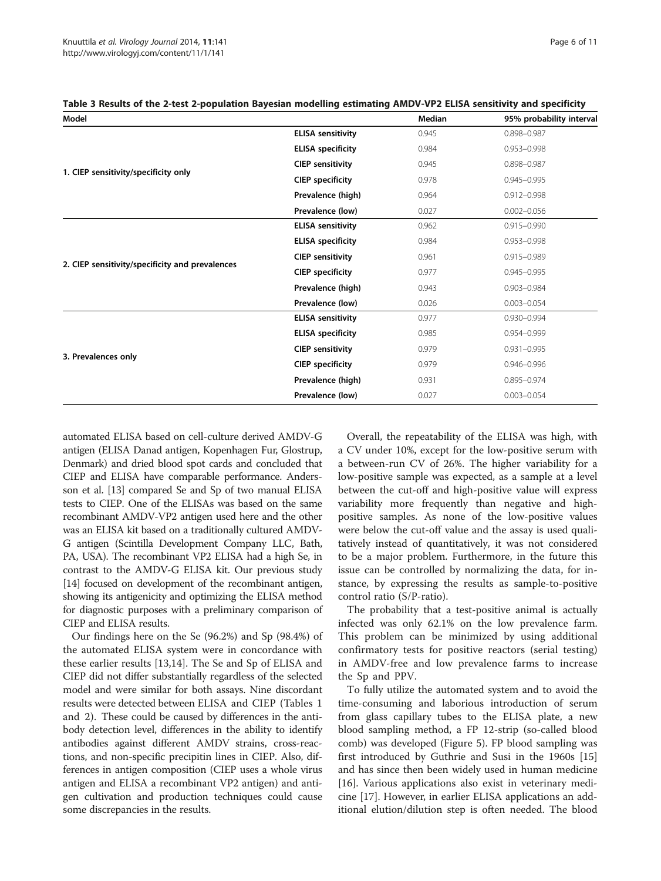**Table 3 Results of the 2-test 2-population Bayesian modelling estimating AMDV-VP2 ELISA sensitivity and specificity**

| Model | | Median | 95% probability interval |
|---|---|---|---|
| 1. CIEP sensitivity/specificity only | **ELISA sensitivity** | 0.945 | 0.898–0.987 |
| | **ELISA specificity** | 0.984 | 0.953–0.998 |
| | **CIEP sensitivity** | 0.945 | 0.898–0.987 |
| | **CIEP specificity** | 0.978 | 0.945–0.995 |
| | **Prevalence (high)** | 0.964 | 0.912–0.998 |
| | **Prevalence (low)** | 0.027 | 0.002–0.056 |
| 2. CIEP sensitivity/specificity and prevalences | **ELISA sensitivity** | 0.962 | 0.915–0.990 |
| | **ELISA specificity** | 0.984 | 0.953–0.998 |
| | **CIEP sensitivity** | 0.961 | 0.915–0.989 |
| | **CIEP specificity** | 0.977 | 0.945–0.995 |
| | **Prevalence (high)** | 0.943 | 0.903–0.984 |
| | **Prevalence (low)** | 0.026 | 0.003–0.054 |
| 3. Prevalences only | **ELISA sensitivity** | 0.977 | 0.930–0.994 |
| | **ELISA specificity** | 0.985 | 0.954–0.999 |
| | **CIEP sensitivity** | 0.979 | 0.931–0.995 |
| | **CIEP specificity** | 0.979 | 0.946–0.996 |
| | **Prevalence (high)** | 0.931 | 0.895–0.974 |
| | **Prevalence (low)** | 0.027 | 0.003–0.054 |

automated ELISA based on cell-culture derived AMDV-G antigen (ELISA Danad antigen, Kopenhagen Fur, Glostrup, Denmark) and dried blood spot cards and concluded that CIEP and ELISA have comparable performance. Andersson et al. [13] compared Se and Sp of two manual ELISA tests to CIEP. One of the ELISAs was based on the same recombinant AMDV-VP2 antigen used here and the other was an ELISA kit based on a traditionally cultured AMDV-G antigen (Scintilla Development Company LLC, Bath, PA, USA). The recombinant VP2 ELISA had a high Se, in contrast to the AMDV-G ELISA kit. Our previous study [14] focused on development of the recombinant antigen, showing its antigenicity and optimizing the ELISA method for diagnostic purposes with a preliminary comparison of CIEP and ELISA results.

Our findings here on the Se (96.2%) and Sp (98.4%) of the automated ELISA system were in concordance with these earlier results [13,14]. The Se and Sp of ELISA and CIEP did not differ substantially regardless of the selected model and were similar for both assays. Nine discordant results were detected between ELISA and CIEP (Tables 1 and 2). These could be caused by differences in the antibody detection level, differences in the ability to identify antibodies against different AMDV strains, cross-reactions, and non-specific precipitin lines in CIEP. Also, differences in antigen composition (CIEP uses a whole virus antigen and ELISA a recombinant VP2 antigen) and antigen cultivation and production techniques could cause some discrepancies in the results.

Overall, the repeatability of the ELISA was high, with a CV under 10%, except for the low-positive serum with a between-run CV of 26%. The higher variability for a low-positive sample was expected, as a sample at a level between the cut-off and high-positive value will express variability more frequently than negative and high-positive samples. As none of the low-positive values were below the cut-off value and the assay is used qualitatively instead of quantitatively, it was not considered to be a major problem. Furthermore, in the future this issue can be controlled by normalizing the data, for instance, by expressing the results as sample-to-positive control ratio (S/P-ratio).

The probability that a test-positive animal is actually infected was only 62.1% on the low prevalence farm. This problem can be minimized by using additional confirmatory tests for positive reactors (serial testing) in AMDV-free and low prevalence farms to increase the Sp and PPV.

To fully utilize the automated system and to avoid the time-consuming and laborious introduction of serum from glass capillary tubes to the ELISA plate, a new blood sampling method, a FP 12-strip (so-called blood comb) was developed (Figure 5). FP blood sampling was first introduced by Guthrie and Susi in the 1960s [15] and has since then been widely used in human medicine [16]. Various applications also exist in veterinary medicine [17]. However, in earlier ELISA applications an additional elution/dilution step is often needed. The blood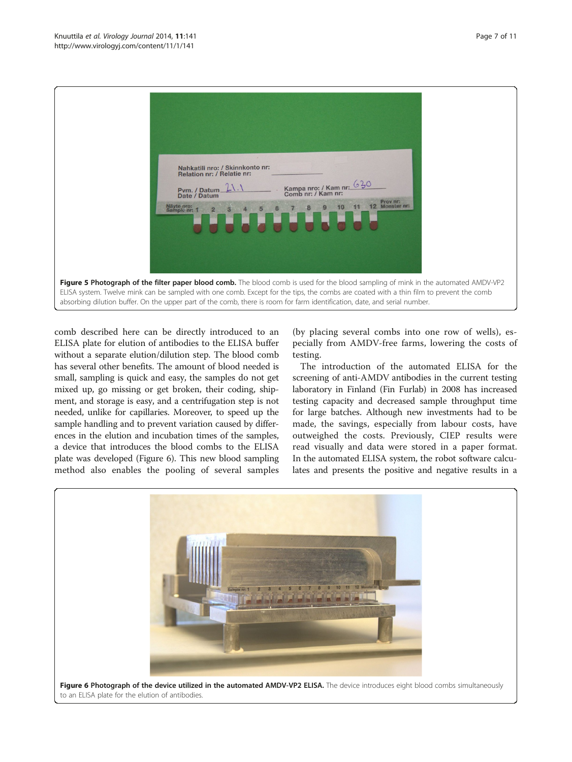**Figure 5 Photograph of the filter paper blood comb.** The blood comb is used for the blood sampling of mink in the automated AMDV-VP2 ELISA system. Twelve mink can be sampled with one comb. Except for the tips, the combs are coated with a thin film to prevent the comb absorbing dilution buffer. On the upper part of the comb, there is room for farm identification, date, and serial number.

comb described here can be directly introduced to an ELISA plate for elution of antibodies to the ELISA buffer without a separate elution/dilution step. The blood comb has several other benefits. The amount of blood needed is small, sampling is quick and easy, the samples do not get mixed up, go missing or get broken, their coding, shipment, and storage is easy, and a centrifugation step is not needed, unlike for capillaries. Moreover, to speed up the sample handling and to prevent variation caused by differences in the elution and incubation times of the samples, a device that introduces the blood combs to the ELISA plate was developed (Figure 6). This new blood sampling method also enables the pooling of several samples (by placing several combs into one row of wells), especially from AMDV-free farms, lowering the costs of testing.

The introduction of the automated ELISA for the screening of anti-AMDV antibodies in the current testing laboratory in Finland (Fin Furlab) in 2008 has increased testing capacity and decreased sample throughput time for large batches. Although new investments had to be made, the savings, especially from labour costs, have outweighed the costs. Previously, CIEP results were read visually and data were stored in a paper format. In the automated ELISA system, the robot software calculates and presents the positive and negative results in a

**Figure 6 Photograph of the device utilized in the automated AMDV-VP2 ELISA.** The device introduces eight blood combs simultaneously to an ELISA plate for the elution of antibodies.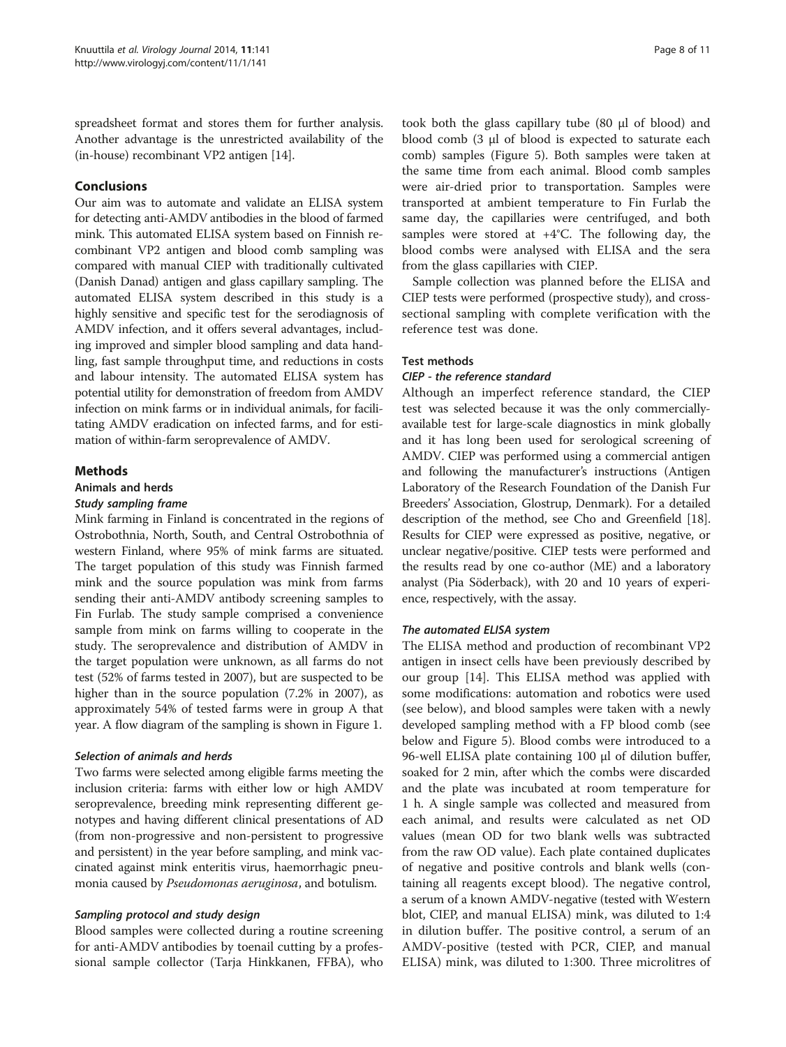spreadsheet format and stores them for further analysis. Another advantage is the unrestricted availability of the (in-house) recombinant VP2 antigen [14].

## Conclusions

Our aim was to automate and validate an ELISA system for detecting anti-AMDV antibodies in the blood of farmed mink. This automated ELISA system based on Finnish recombinant VP2 antigen and blood comb sampling was compared with manual CIEP with traditionally cultivated (Danish Danad) antigen and glass capillary sampling. The automated ELISA system described in this study is a highly sensitive and specific test for the serodiagnosis of AMDV infection, and it offers several advantages, including improved and simpler blood sampling and data handling, fast sample throughput time, and reductions in costs and labour intensity. The automated ELISA system has potential utility for demonstration of freedom from AMDV infection on mink farms or in individual animals, for facilitating AMDV eradication on infected farms, and for estimation of within-farm seroprevalence of AMDV.

## Methods

### Animals and herds

#### Study sampling frame

Mink farming in Finland is concentrated in the regions of Ostrobothnia, North, South, and Central Ostrobothnia of western Finland, where 95% of mink farms are situated. The target population of this study was Finnish farmed mink and the source population was mink from farms sending their anti-AMDV antibody screening samples to Fin Furlab. The study sample comprised a convenience sample from mink on farms willing to cooperate in the study. The seroprevalence and distribution of AMDV in the target population were unknown, as all farms do not test (52% of farms tested in 2007), but are suspected to be higher than in the source population (7.2% in 2007), as approximately 54% of tested farms were in group A that year. A flow diagram of the sampling is shown in Figure 1.

#### Selection of animals and herds

Two farms were selected among eligible farms meeting the inclusion criteria: farms with either low or high AMDV seroprevalence, breeding mink representing different genotypes and having different clinical presentations of AD (from non-progressive and non-persistent to progressive and persistent) in the year before sampling, and mink vaccinated against mink enteritis virus, haemorrhagic pneumonia caused by *Pseudomonas aeruginosa*, and botulism.

#### Sampling protocol and study design

Blood samples were collected during a routine screening for anti-AMDV antibodies by toenail cutting by a professional sample collector (Tarja Hinkkanen, FFBA), who took both the glass capillary tube (80 μl of blood) and blood comb (3 μl of blood is expected to saturate each comb) samples (Figure 5). Both samples were taken at the same time from each animal. Blood comb samples were air-dried prior to transportation. Samples were transported at ambient temperature to Fin Furlab the same day, the capillaries were centrifuged, and both samples were stored at +4°C. The following day, the blood combs were analysed with ELISA and the sera from the glass capillaries with CIEP.

Sample collection was planned before the ELISA and CIEP tests were performed (prospective study), and cross-sectional sampling with complete verification with the reference test was done.

### Test methods

#### CIEP - the reference standard

Although an imperfect reference standard, the CIEP test was selected because it was the only commercially-available test for large-scale diagnostics in mink globally and it has long been used for serological screening of AMDV. CIEP was performed using a commercial antigen and following the manufacturer's instructions (Antigen Laboratory of the Research Foundation of the Danish Fur Breeders' Association, Glostrup, Denmark). For a detailed description of the method, see Cho and Greenfield [18]. Results for CIEP were expressed as positive, negative, or unclear negative/positive. CIEP tests were performed and the results read by one co-author (ME) and a laboratory analyst (Pia Söderback), with 20 and 10 years of experience, respectively, with the assay.

#### The automated ELISA system

The ELISA method and production of recombinant VP2 antigen in insect cells have been previously described by our group [14]. This ELISA method was applied with some modifications: automation and robotics were used (see below), and blood samples were taken with a newly developed sampling method with a FP blood comb (see below and Figure 5). Blood combs were introduced to a 96-well ELISA plate containing 100 μl of dilution buffer, soaked for 2 min, after which the combs were discarded and the plate was incubated at room temperature for 1 h. A single sample was collected and measured from each animal, and results were calculated as net OD values (mean OD for two blank wells was subtracted from the raw OD value). Each plate contained duplicates of negative and positive controls and blank wells (containing all reagents except blood). The negative control, a serum of a known AMDV-negative (tested with Western blot, CIEP, and manual ELISA) mink, was diluted to 1:4 in dilution buffer. The positive control, a serum of an AMDV-positive (tested with PCR, CIEP, and manual ELISA) mink, was diluted to 1:300. Three microlitres of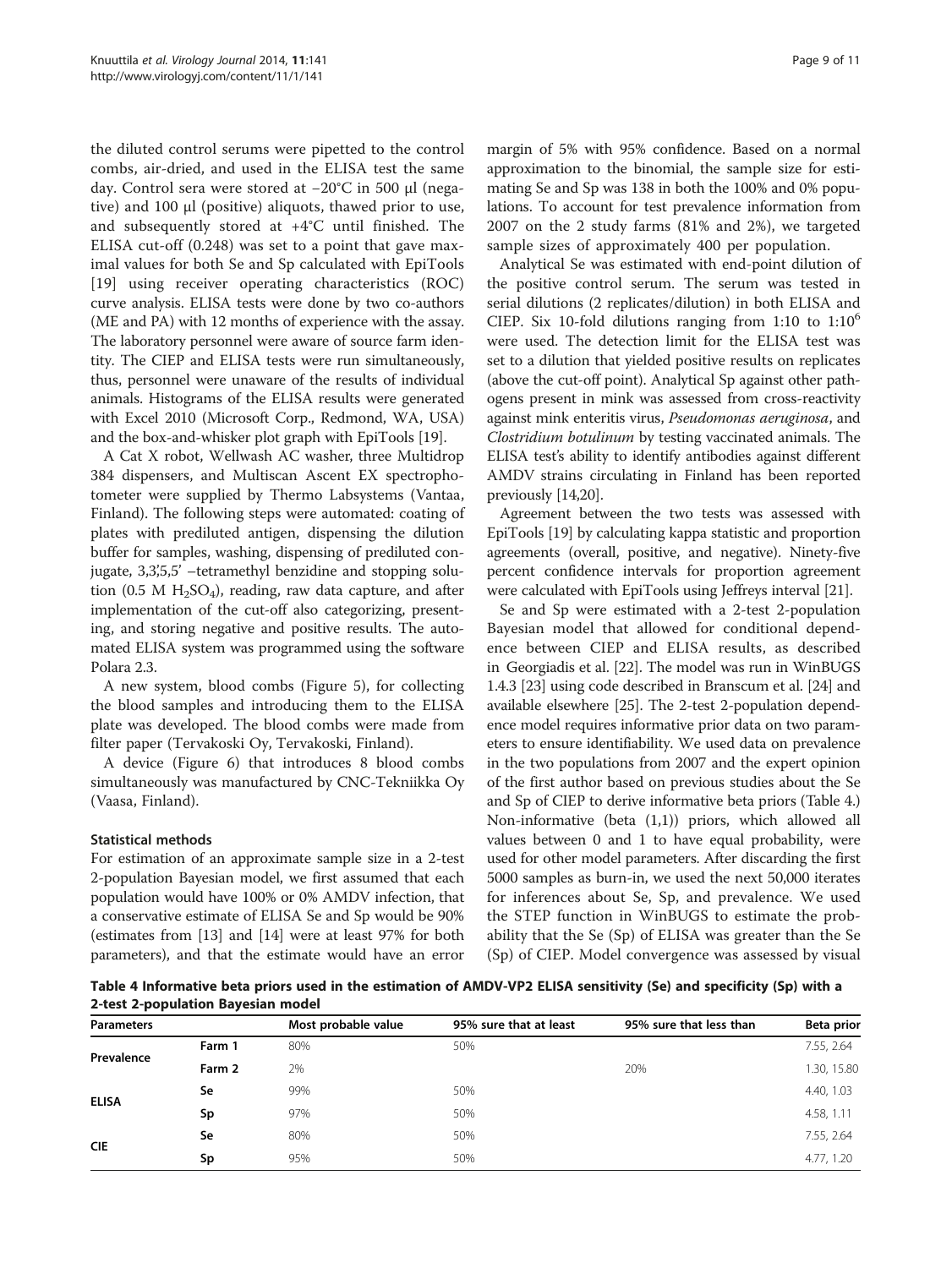the diluted control serums were pipetted to the control combs, air-dried, and used in the ELISA test the same day. Control sera were stored at −20°C in 500 μl (negative) and 100 μl (positive) aliquots, thawed prior to use, and subsequently stored at +4°C until finished. The ELISA cut-off (0.248) was set to a point that gave maximal values for both Se and Sp calculated with EpiTools [19] using receiver operating characteristics (ROC) curve analysis. ELISA tests were done by two co-authors (ME and PA) with 12 months of experience with the assay. The laboratory personnel were aware of source farm identity. The CIEP and ELISA tests were run simultaneously, thus, personnel were unaware of the results of individual animals. Histograms of the ELISA results were generated with Excel 2010 (Microsoft Corp., Redmond, WA, USA) and the box-and-whisker plot graph with EpiTools [19].

A Cat X robot, Wellwash AC washer, three Multidrop 384 dispensers, and Multiscan Ascent EX spectrophotometer were supplied by Thermo Labsystems (Vantaa, Finland). The following steps were automated: coating of plates with prediluted antigen, dispensing the dilution buffer for samples, washing, dispensing of prediluted conjugate, 3,3',5,5' –tetramethyl benzidine and stopping solution (0.5 M $H_2SO_4$), reading, raw data capture, and after implementation of the cut-off also categorizing, presenting, and storing negative and positive results. The automated ELISA system was programmed using the software Polara 2.3.

A new system, blood combs (Figure 5), for collecting the blood samples and introducing them to the ELISA plate was developed. The blood combs were made from filter paper (Tervakoski Oy, Tervakoski, Finland).

A device (Figure 6) that introduces 8 blood combs simultaneously was manufactured by CNC-Tekniikka Oy (Vaasa, Finland).

### Statistical methods

For estimation of an approximate sample size in a 2-test 2-population Bayesian model, we first assumed that each population would have 100% or 0% AMDV infection, that a conservative estimate of ELISA Se and Sp would be 90% (estimates from [13] and [14] were at least 97% for both parameters), and that the estimate would have an error margin of 5% with 95% confidence. Based on a normal approximation to the binomial, the sample size for estimating Se and Sp was 138 in both the 100% and 0% populations. To account for test prevalence information from 2007 on the 2 study farms (81% and 2%), we targeted sample sizes of approximately 400 per population.

Analytical Se was estimated with end-point dilution of the positive control serum. The serum was tested in serial dilutions (2 replicates/dilution) in both ELISA and CIEP. Six 10-fold dilutions ranging from 1:10 to $1{:}10^6$ were used. The detection limit for the ELISA test was set to a dilution that yielded positive results on replicates (above the cut-off point). Analytical Sp against other pathogens present in mink was assessed from cross-reactivity against mink enteritis virus, *Pseudomonas aeruginosa*, and *Clostridium botulinum* by testing vaccinated animals. The ELISA test's ability to identify antibodies against different AMDV strains circulating in Finland has been reported previously [14,20].

Agreement between the two tests was assessed with EpiTools [19] by calculating kappa statistic and proportion agreements (overall, positive, and negative). Ninety-five percent confidence intervals for proportion agreement were calculated with EpiTools using Jeffreys interval [21].

Se and Sp were estimated with a 2-test 2-population Bayesian model that allowed for conditional dependence between CIEP and ELISA results, as described in Georgiadis et al. [22]. The model was run in WinBUGS 1.4.3 [23] using code described in Branscum et al. [24] and available elsewhere [25]. The 2-test 2-population dependence model requires informative prior data on two parameters to ensure identifiability. We used data on prevalence in the two populations from 2007 and the expert opinion of the first author based on previous studies about the Se and Sp of CIEP to derive informative beta priors (Table 4.) Non-informative (beta (1,1)) priors, which allowed all values between 0 and 1 to have equal probability, were used for other model parameters. After discarding the first 5000 samples as burn-in, we used the next 50,000 iterates for inferences about Se, Sp, and prevalence. We used the STEP function in WinBUGS to estimate the probability that the Se (Sp) of ELISA was greater than the Se (Sp) of CIEP. Model convergence was assessed by visual

**Table 4 Informative beta priors used in the estimation of AMDV-VP2 ELISA sensitivity (Se) and specificity (Sp) with a 2-test 2-population Bayesian model**

| Parameters | | Most probable value | 95% sure that at least | 95% sure that less than | Beta prior |
|---|---|---|---|---|---|
| Prevalence | Farm 1 | 80% | 50% | | 7.55, 2.64 |
| | Farm 2 | 2% | | 20% | 1.30, 15.80 |
| ELISA | Se | 99% | 50% | | 4.40, 1.03 |
| | Sp | 97% | 50% | | 4.58, 1.11 |
| CIE | Se | 80% | 50% | | 7.55, 2.64 |
| | Sp | 95% | 50% | | 4.77, 1.20 |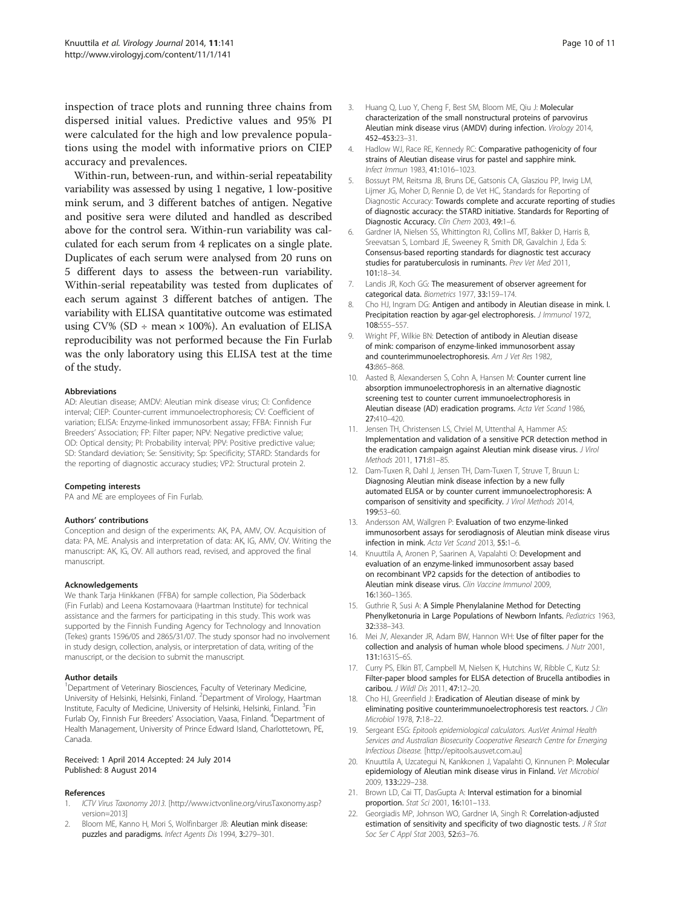inspection of trace plots and running three chains from dispersed initial values. Predictive values and 95% PI were calculated for the high and low prevalence populations using the model with informative priors on CIEP accuracy and prevalences.

Within-run, between-run, and within-serial repeatability variability was assessed by using 1 negative, 1 low-positive mink serum, and 3 different batches of antigen. Negative and positive sera were diluted and handled as described above for the control sera. Within-run variability was calculated for each serum from 4 replicates on a single plate. Duplicates of each serum were analysed from 20 runs on 5 different days to assess the between-run variability. Within-serial repeatability was tested from duplicates of each serum against 3 different batches of antigen. The variability with ELISA quantitative outcome was estimated using CV% (SD ÷ mean × 100%). An evaluation of ELISA reproducibility was not performed because the Fin Furlab was the only laboratory using this ELISA test at the time of the study.

#### Abbreviations

AD: Aleutian disease; AMDV: Aleutian mink disease virus; CI: Confidence interval; CIEP: Counter-current immunoelectrophoresis; CV: Coefficient of variation; ELISA: Enzyme-linked immunosorbent assay; FFBA: Finnish Fur Breeders' Association; FP: Filter paper; NPV: Negative predictive value; OD: Optical density; PI: Probability interval; PPV: Positive predictive value; SD: Standard deviation; Se: Sensitivity; Sp: Specificity; STARD: Standards for the reporting of diagnostic accuracy studies; VP2: Structural protein 2.

#### Competing interests

PA and ME are employees of Fin Furlab.

#### Authors' contributions

Conception and design of the experiments: AK, PA, AMV, OV. Acquisition of data: PA, ME. Analysis and interpretation of data: AK, IG, AMV, OV. Writing the manuscript: AK, IG, OV. All authors read, revised, and approved the final manuscript.

#### Acknowledgements

We thank Tarja Hinkkanen (FFBA) for sample collection, Pia Söderback (Fin Furlab) and Leena Kostamovaara (Haartman Institute) for technical assistance and the farmers for participating in this study. This work was supported by the Finnish Funding Agency for Technology and Innovation (Tekes) grants 1596/05 and 2865/31/07. The study sponsor had no involvement in study design, collection, analysis, or interpretation of data, writing of the manuscript, or the decision to submit the manuscript.

#### Author details

[1]Department of Veterinary Biosciences, Faculty of Veterinary Medicine, University of Helsinki, Helsinki, Finland. [2]Department of Virology, Haartman Institute, Faculty of Medicine, University of Helsinki, Helsinki, Finland. [3]Fin Furlab Oy, Finnish Fur Breeders' Association, Vaasa, Finland. [4]Department of Health Management, University of Prince Edward Island, Charlottetown, PE, Canada.

Received: 1 April 2014 Accepted: 24 July 2014
Published: 8 August 2014

#### References

1. *ICTV Virus Taxonomy 2013*. [http://www.ictvonline.org/virusTaxonomy.asp?version=2013]
2. Bloom ME, Kanno H, Mori S, Wolfinbarger JB: **Aleutian mink disease: puzzles and paradigms.** *Infect Agents Dis* 1994, **3:**279–301.
3. Huang Q, Luo Y, Cheng F, Best SM, Bloom ME, Qiu J: **Molecular characterization of the small nonstructural proteins of parvovirus Aleutian mink disease virus (AMDV) during infection.** *Virology* 2014, **452–453:**23–31.
4. Hadlow WJ, Race RE, Kennedy RC: **Comparative pathogenicity of four strains of Aleutian disease virus for pastel and sapphire mink.** *Infect Immun* 1983, **41:**1016–1023.
5. Bossuyt PM, Reitsma JB, Bruns DE, Gatsonis CA, Glasziou PP, Irwig LM, Lijmer JG, Moher D, Rennie D, de Vet HC, Standards for Reporting of Diagnostic Accuracy: **Towards complete and accurate reporting of studies of diagnostic accuracy: the STARD initiative. Standards for Reporting of Diagnostic Accuracy.** *Clin Chem* 2003, **49:**1–6.
6. Gardner IA, Nielsen SS, Whittington RJ, Collins MT, Bakker D, Harris B, Sreevatsan S, Lombard JE, Sweeney R, Smith DR, Gavalchin J, Eda S: **Consensus-based reporting standards for diagnostic test accuracy studies for paratuberculosis in ruminants.** *Prev Vet Med* 2011, **101:**18–34.
7. Landis JR, Koch GG: **The measurement of observer agreement for categorical data.** *Biometrics* 1977, **33:**159–174.
8. Cho HJ, Ingram DG: **Antigen and antibody in Aleutian disease in mink. I. Precipitation reaction by agar-gel electrophoresis.** *J Immunol* 1972, **108:**555–557.
9. Wright PF, Wilkie BN: **Detection of antibody in Aleutian disease of mink: comparison of enzyme-linked immunosorbent assay and counterimmunoelectrophoresis.** *Am J Vet Res* 1982, **43:**865–868.
10. Aasted B, Alexandersen S, Cohn A, Hansen M: **Counter current line absorption immunoelectrophoresis in an alternative diagnostic screening test to counter current immunoelectrophoresis in Aleutian disease (AD) eradication programs.** *Acta Vet Scand* 1986, **27:**410–420.
11. Jensen TH, Christensen LS, Chriel M, Uttenthal A, Hammer AS: **Implementation and validation of a sensitive PCR detection method in the eradication campaign against Aleutian mink disease virus.** *J Virol Methods* 2011, **171:**81–85.
12. Dam-Tuxen R, Dahl J, Jensen TH, Dam-Tuxen T, Struve T, Bruun L: **Diagnosing Aleutian mink disease infection by a new fully automated ELISA or by counter current immunoelectrophoresis: A comparison of sensitivity and specificity.** *J Virol Methods* 2014, **199:**53–60.
13. Andersson AM, Wallgren P: **Evaluation of two enzyme-linked immunosorbent assays for serodiagnosis of Aleutian mink disease virus infection in mink.** *Acta Vet Scand* 2013, **55:**1–6.
14. Knuuttila A, Aronen P, Saarinen A, Vapalahti O: **Development and evaluation of an enzyme-linked immunosorbent assay based on recombinant VP2 capsids for the detection of antibodies to Aleutian mink disease virus.** *Clin Vaccine Immunol* 2009, **16:**1360–1365.
15. Guthrie R, Susi A: **A Simple Phenylalanine Method for Detecting Phenylketonuria in Large Populations of Newborn Infants.** *Pediatrics* 1963, **32:**338–343.
16. Mei JV, Alexander JR, Adam BW, Hannon WH: **Use of filter paper for the collection and analysis of human whole blood specimens.** *J Nutr* 2001, **131:**1631S–6S.
17. Curry PS, Elkin BT, Campbell M, Nielsen K, Hutchins W, Ribble C, Kutz SJ: **Filter-paper blood samples for ELISA detection of Brucella antibodies in caribou.** *J Wildl Dis* 2011, **47:**12–20.
18. Cho HJ, Greenfield J: **Eradication of Aleutian disease of mink by eliminating positive counterimmunoelectrophoresis test reactors.** *J Clin Microbiol* 1978, **7:**18–22.
19. Sergeant ESG: *Epitools epidemiological calculators. AusVet Animal Health Services and Australian Biosecurity Cooperative Research Centre for Emerging Infectious Disease.* [http://epitools.ausvet.com.au]
20. Knuuttila A, Uzcategui N, Kankkonen J, Vapalahti O, Kinnunen P: **Molecular epidemiology of Aleutian mink disease virus in Finland.** *Vet Microbiol* 2009, **133:**229–238.
21. Brown LD, Cai TT, DasGupta A: **Interval estimation for a binomial proportion.** *Stat Sci* 2001, **16:**101–133.
22. Georgiadis MP, Johnson WO, Gardner IA, Singh R: **Correlation-adjusted estimation of sensitivity and specificity of two diagnostic tests.** *J R Stat Soc Ser C Appl Stat* 2003, **52:**63–76.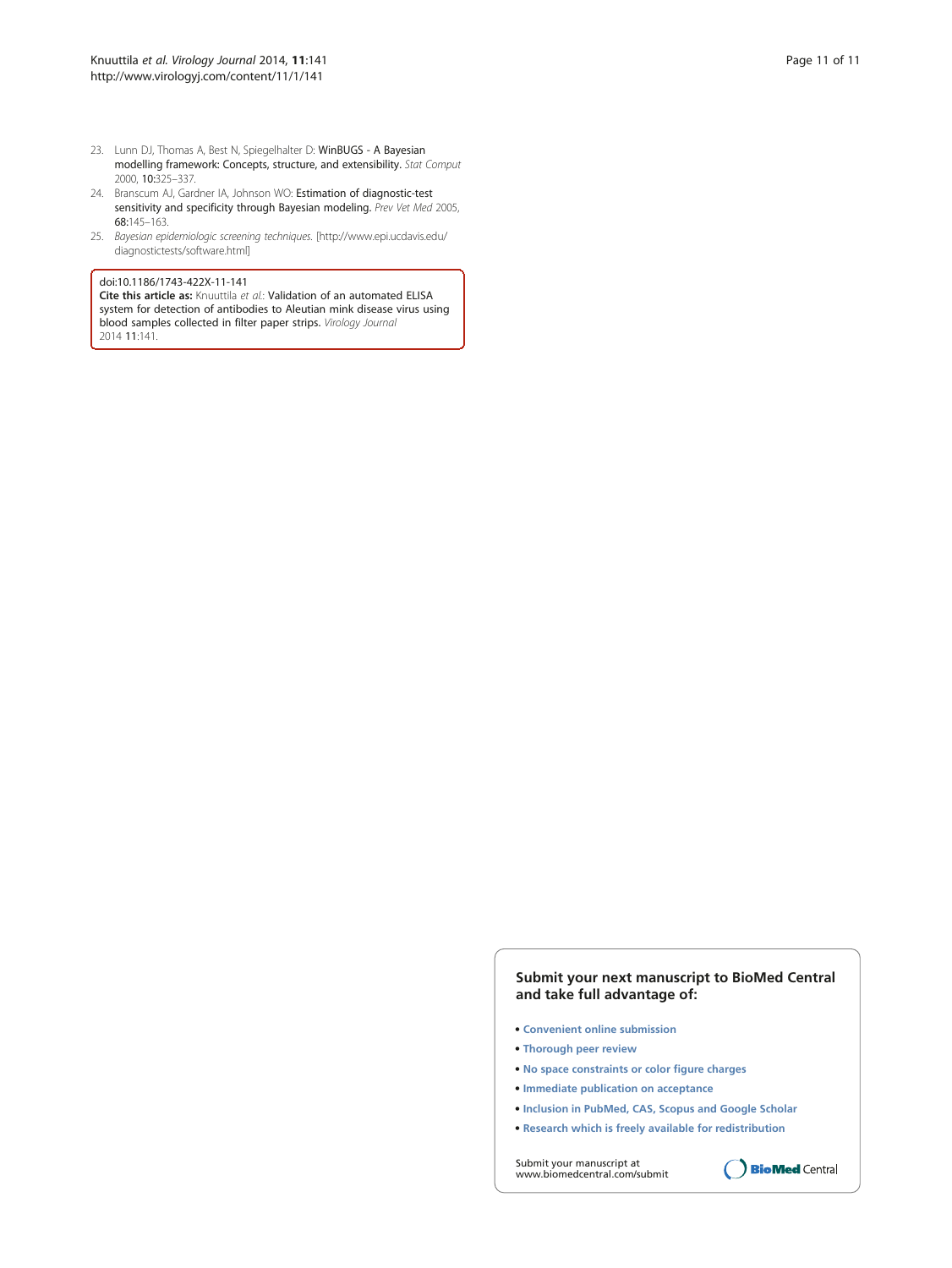23. Lunn DJ, Thomas A, Best N, Spiegelhalter D: **WinBUGS - A Bayesian modelling framework: Concepts, structure, and extensibility.** *Stat Comput* 2000, **10:**325–337.
24. Branscum AJ, Gardner IA, Johnson WO: **Estimation of diagnostic-test sensitivity and specificity through Bayesian modeling.** *Prev Vet Med* 2005, **68:**145–163.
25. *Bayesian epidemiologic screening techniques.* [http://www.epi.ucdavis.edu/diagnostictests/software.html]

doi:10.1186/1743-422X-11-141
**Cite this article as:** Knuuttila *et al.*: Validation of an automated ELISA system for detection of antibodies to Aleutian mink disease virus using blood samples collected in filter paper strips. *Virology Journal* 2014 **11**:141.

**Submit your next manuscript to BioMed Central and take full advantage of:**

- **Convenient online submission**
- **Thorough peer review**
- **No space constraints or color figure charges**
- **Immediate publication on acceptance**
- **Inclusion in PubMed, CAS, Scopus and Google Scholar**
- **Research which is freely available for redistribution**

Submit your manuscript at
www.biomedcentral.com/submit

BioMed Central